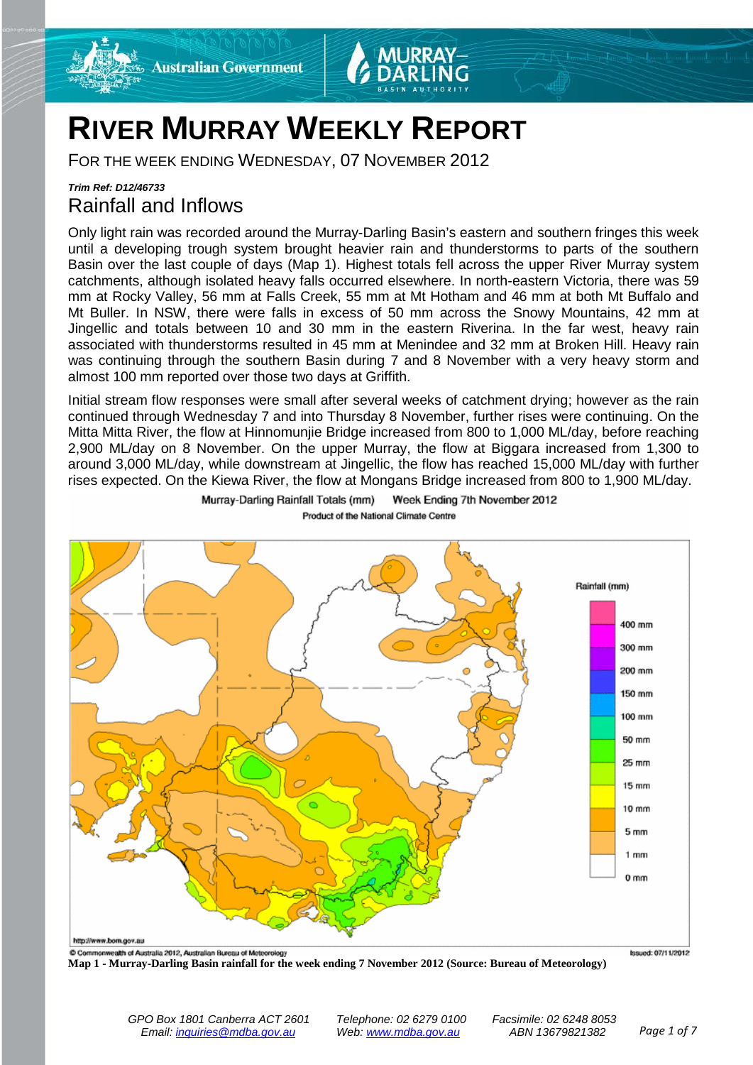# RIVER MURRAY WEEKLY REPORT

FOR THE WEEK ENDING WEDNESDAY, 07 NOVEMBER 2012

***Trim Ref: D12/46733***

## Rainfall and Inflows

Only light rain was recorded around the Murray-Darling Basin's eastern and southern fringes this week until a developing trough system brought heavier rain and thunderstorms to parts of the southern Basin over the last couple of days (Map 1). Highest totals fell across the upper River Murray system catchments, although isolated heavy falls occurred elsewhere. In north-eastern Victoria, there was 59 mm at Rocky Valley, 56 mm at Falls Creek, 55 mm at Mt Hotham and 46 mm at both Mt Buffalo and Mt Buller. In NSW, there were falls in excess of 50 mm across the Snowy Mountains, 42 mm at Jingellic and totals between 10 and 30 mm in the eastern Riverina. In the far west, heavy rain associated with thunderstorms resulted in 45 mm at Menindee and 32 mm at Broken Hill. Heavy rain was continuing through the southern Basin during 7 and 8 November with a very heavy storm and almost 100 mm reported over those two days at Griffith.

Initial stream flow responses were small after several weeks of catchment drying; however as the rain continued through Wednesday 7 and into Thursday 8 November, further rises were continuing. On the Mitta Mitta River, the flow at Hinnomunjie Bridge increased from 800 to 1,000 ML/day, before reaching 2,900 ML/day on 8 November. On the upper Murray, the flow at Biggara increased from 1,300 to around 3,000 ML/day, while downstream at Jingellic, the flow has reached 15,000 ML/day with further rises expected. On the Kiewa River, the flow at Mongans Bridge increased from 800 to 1,900 ML/day.

Murray-Darling Rainfall Totals (mm) Week Ending 7th November 2012

Product of the National Climate Centre

Rainfall (mm)

400 mm
300 mm
200 mm
150 mm
100 mm
50 mm
25 mm
15 mm
10 mm
5 mm
1 mm
0 mm

http://www.bom.gov.au

© Commonwealth of Australia 2012, Australian Bureau of Meteorology

Issued: 07/11/2012

**Map 1 - Murray-Darling Basin rainfall for the week ending 7 November 2012 (Source: Bureau of Meteorology)**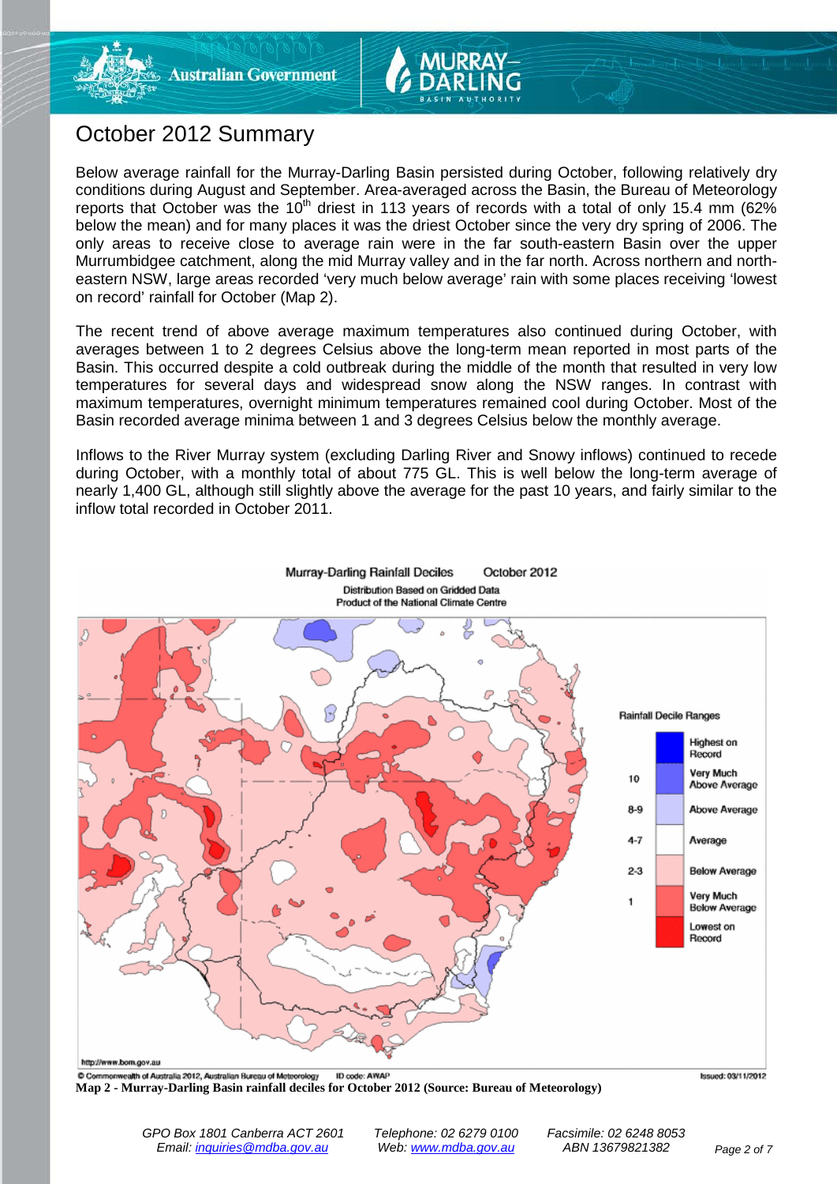# October 2012 Summary

Below average rainfall for the Murray-Darling Basin persisted during October, following relatively dry conditions during August and September. Area-averaged across the Basin, the Bureau of Meteorology reports that October was the $10^{th}$ driest in 113 years of records with a total of only 15.4 mm (62% below the mean) and for many places it was the driest October since the very dry spring of 2006. The only areas to receive close to average rain were in the far south-eastern Basin over the upper Murrumbidgee catchment, along the mid Murray valley and in the far north. Across northern and north-eastern NSW, large areas recorded 'very much below average' rain with some places receiving 'lowest on record' rainfall for October (Map 2).

The recent trend of above average maximum temperatures also continued during October, with averages between 1 to 2 degrees Celsius above the long-term mean reported in most parts of the Basin. This occurred despite a cold outbreak during the middle of the month that resulted in very low temperatures for several days and widespread snow along the NSW ranges. In contrast with maximum temperatures, overnight minimum temperatures remained cool during October. Most of the Basin recorded average minima between 1 and 3 degrees Celsius below the monthly average.

Inflows to the River Murray system (excluding Darling River and Snowy inflows) continued to recede during October, with a monthly total of about 775 GL. This is well below the long-term average of nearly 1,400 GL, although still slightly above the average for the past 10 years, and fairly similar to the inflow total recorded in October 2011.

Murray-Darling Rainfall Deciles October 2012
Distribution Based on Gridded Data
Product of the National Climate Centre

Rainfall Decile Ranges
Highest on Record
10 Very Much Above Average
8-9 Above Average
4-7 Average
2-3 Below Average
1 Very Much Below Average
Lowest on Record

http://www.bom.gov.au
© Commonwealth of Australia 2012, Australian Bureau of Meteorology ID code: AWAP Issued: 03/11/2012

**Map 2 - Murray-Darling Basin rainfall deciles for October 2012 (Source: Bureau of Meteorology)**

*GPO Box 1801 Canberra ACT 2601 Telephone: 02 6279 0100 Facsimile: 02 6248 8053*
*Email: inquiries@mdba.gov.au Web: www.mdba.gov.au ABN 13679821382*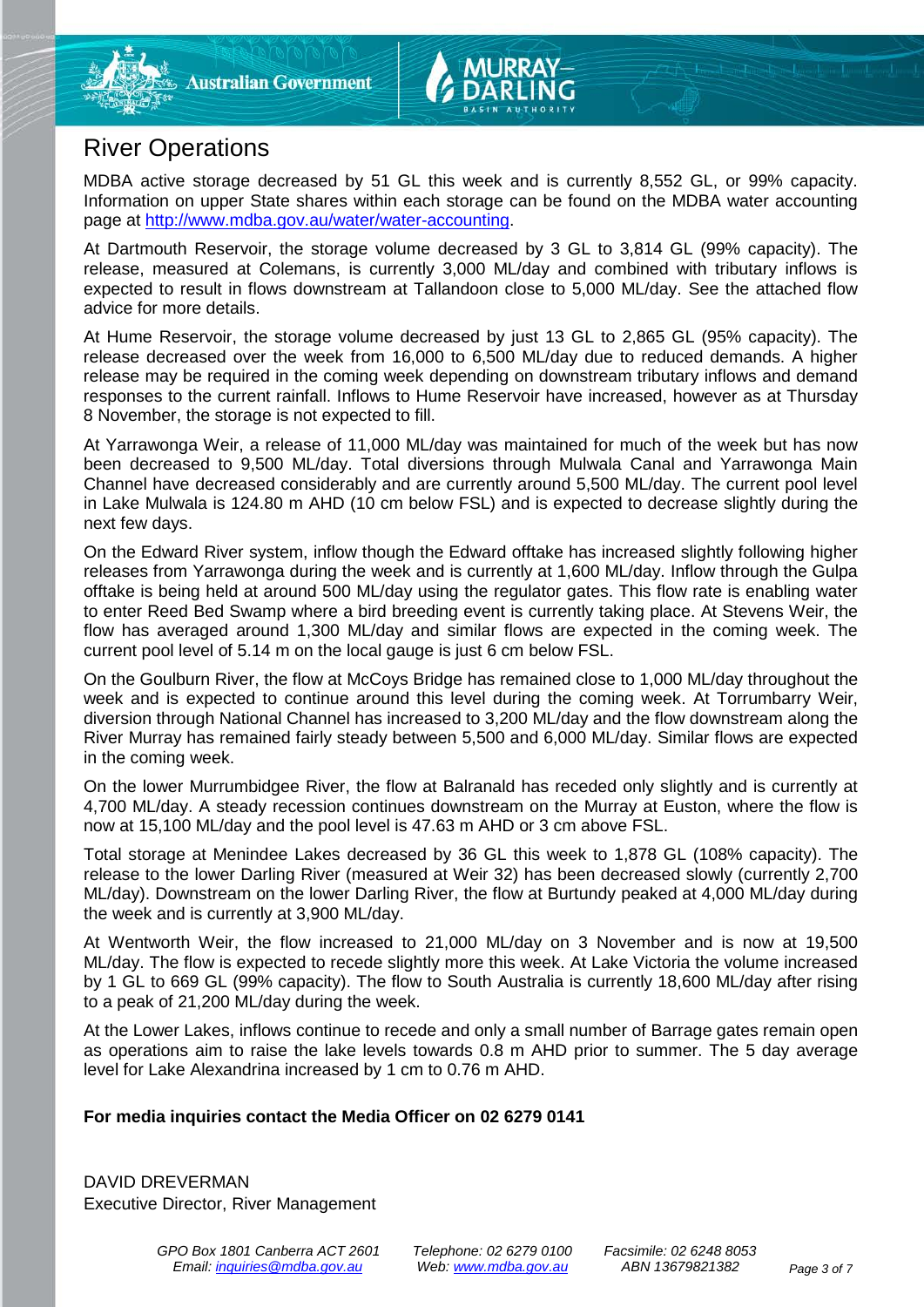# River Operations

MDBA active storage decreased by 51 GL this week and is currently 8,552 GL, or 99% capacity. Information on upper State shares within each storage can be found on the MDBA water accounting page at http://www.mdba.gov.au/water/water-accounting.

At Dartmouth Reservoir, the storage volume decreased by 3 GL to 3,814 GL (99% capacity). The release, measured at Colemans, is currently 3,000 ML/day and combined with tributary inflows is expected to result in flows downstream at Tallandoon close to 5,000 ML/day. See the attached flow advice for more details.

At Hume Reservoir, the storage volume decreased by just 13 GL to 2,865 GL (95% capacity). The release decreased over the week from 16,000 to 6,500 ML/day due to reduced demands. A higher release may be required in the coming week depending on downstream tributary inflows and demand responses to the current rainfall. Inflows to Hume Reservoir have increased, however as at Thursday 8 November, the storage is not expected to fill.

At Yarrawonga Weir, a release of 11,000 ML/day was maintained for much of the week but has now been decreased to 9,500 ML/day. Total diversions through Mulwala Canal and Yarrawonga Main Channel have decreased considerably and are currently around 5,500 ML/day. The current pool level in Lake Mulwala is 124.80 m AHD (10 cm below FSL) and is expected to decrease slightly during the next few days.

On the Edward River system, inflow though the Edward offtake has increased slightly following higher releases from Yarrawonga during the week and is currently at 1,600 ML/day. Inflow through the Gulpa offtake is being held at around 500 ML/day using the regulator gates. This flow rate is enabling water to enter Reed Bed Swamp where a bird breeding event is currently taking place. At Stevens Weir, the flow has averaged around 1,300 ML/day and similar flows are expected in the coming week. The current pool level of 5.14 m on the local gauge is just 6 cm below FSL.

On the Goulburn River, the flow at McCoys Bridge has remained close to 1,000 ML/day throughout the week and is expected to continue around this level during the coming week. At Torrumbarry Weir, diversion through National Channel has increased to 3,200 ML/day and the flow downstream along the River Murray has remained fairly steady between 5,500 and 6,000 ML/day. Similar flows are expected in the coming week.

On the lower Murrumbidgee River, the flow at Balranald has receded only slightly and is currently at 4,700 ML/day. A steady recession continues downstream on the Murray at Euston, where the flow is now at 15,100 ML/day and the pool level is 47.63 m AHD or 3 cm above FSL.

Total storage at Menindee Lakes decreased by 36 GL this week to 1,878 GL (108% capacity). The release to the lower Darling River (measured at Weir 32) has been decreased slowly (currently 2,700 ML/day). Downstream on the lower Darling River, the flow at Burtundy peaked at 4,000 ML/day during the week and is currently at 3,900 ML/day.

At Wentworth Weir, the flow increased to 21,000 ML/day on 3 November and is now at 19,500 ML/day. The flow is expected to recede slightly more this week. At Lake Victoria the volume increased by 1 GL to 669 GL (99% capacity). The flow to South Australia is currently 18,600 ML/day after rising to a peak of 21,200 ML/day during the week.

At the Lower Lakes, inflows continue to recede and only a small number of Barrage gates remain open as operations aim to raise the lake levels towards 0.8 m AHD prior to summer. The 5 day average level for Lake Alexandrina increased by 1 cm to 0.76 m AHD.

**For media inquiries contact the Media Officer on 02 6279 0141**

DAVID DREVERMAN
Executive Director, River Management

*GPO Box 1801 Canberra ACT 2601* | *Telephone: 02 6279 0100* | *Facsimile: 02 6248 8053*
*Email: inquiries@mdba.gov.au* | *Web: www.mdba.gov.au* | *ABN 13679821382*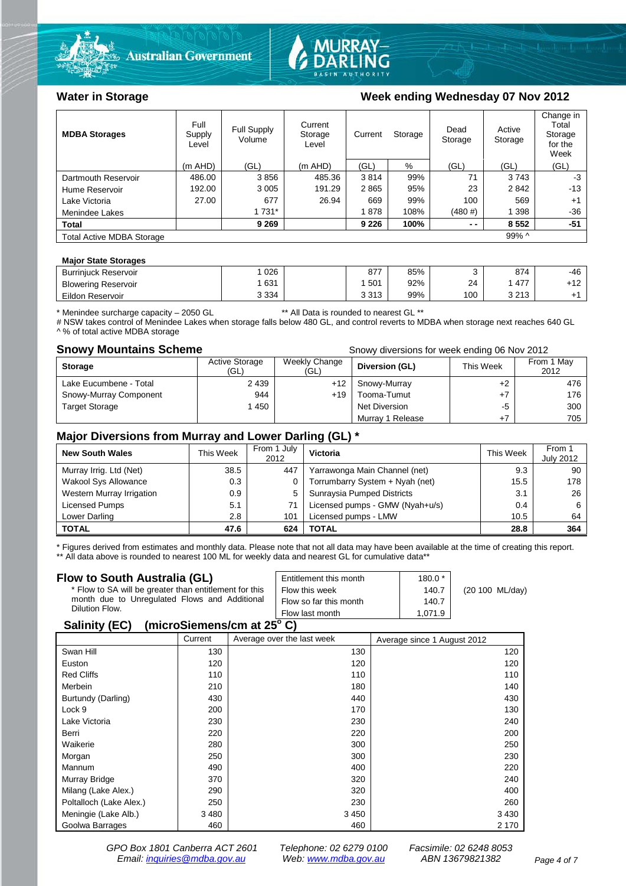## Water in Storage

**Week ending Wednesday 07 Nov 2012**

| MDBA Storages | Full Supply Level | Full Supply Volume | Current Storage Level | Current Storage | | Dead Storage | Active Storage | Change in Total Storage for the Week |
|---|---|---|---|---|---|---|---|---|
| | (m AHD) | (GL) | (m AHD) | (GL) | % | (GL) | (GL) | (GL) |
| Dartmouth Reservoir | 486.00 | 3 856 | 485.36 | 3 814 | 99% | 71 | 3 743 | -3 |
| Hume Reservoir | 192.00 | 3 005 | 191.29 | 2 865 | 95% | 23 | 2 842 | -13 |
| Lake Victoria | 27.00 | 677 | 26.94 | 669 | 99% | 100 | 569 | +1 |
| Menindee Lakes | | 1 731* | | 1 878 | 108% | (480 #) | 1 398 | -36 |
| **Total** | | **9 269** | | **9 226** | **100%** | **- -** | **8 552** | **-51** |
| Total Active MDBA Storage | | | | | | | 99% ^ | |

**Major State Storages**

| | | | | | | | |
|---|---|---|---|---|---|---|---|
| Burrinjuck Reservoir | 1 026 | | 877 | 85% | 3 | 874 | -46 |
| Blowering Reservoir | 1 631 | | 1 501 | 92% | 24 | 1 477 | +12 |
| Eildon Reservoir | 3 334 | | 3 313 | 99% | 100 | 3 213 | +1 |

\* Menindee surcharge capacity – 2050 GL ** All Data is rounded to nearest GL **
# NSW takes control of Menindee Lakes when storage falls below 480 GL, and control reverts to MDBA when storage next reaches 640 GL
^ % of total active MDBA storage

## Snowy Mountains Scheme

Snowy diversions for week ending 06 Nov 2012

| Storage | Active Storage (GL) | Weekly Change (GL) | Diversion (GL) | This Week | From 1 May 2012 |
|---|---|---|---|---|---|
| Lake Eucumbene - Total | 2 439 | +12 | Snowy-Murray | +2 | 476 |
| Snowy-Murray Component | 944 | +19 | Tooma-Tumut | +7 | 176 |
| Target Storage | 1 450 | | Net Diversion | -5 | 300 |
| | | | Murray 1 Release | +7 | 705 |

## Major Diversions from Murray and Lower Darling (GL) *

| New South Wales | This Week | From 1 July 2012 | Victoria | This Week | From 1 July 2012 |
|---|---|---|---|---|---|
| Murray Irrig. Ltd (Net) | 38.5 | 447 | Yarrawonga Main Channel (net) | 9.3 | 90 |
| Wakool Sys Allowance | 0.3 | 0 | Torrumbarry System + Nyah (net) | 15.5 | 178 |
| Western Murray Irrigation | 0.9 | 5 | Sunraysia Pumped Districts | 3.1 | 26 |
| Licensed Pumps | 5.1 | 71 | Licensed pumps - GMW (Nyah+u/s) | 0.4 | 6 |
| Lower Darling | 2.8 | 101 | Licensed pumps - LMW | 10.5 | 64 |
| **TOTAL** | **47.6** | **624** | **TOTAL** | **28.8** | **364** |

\* Figures derived from estimates and monthly data. Please note that not all data may have been available at the time of creating this report.
** All data above is rounded to nearest 100 ML for weekly data and nearest GL for cumulative data**

## Flow to South Australia (GL)

\* Flow to SA will be greater than entitlement for this month due to Unregulated Flows and Additional Dilution Flow.

| | | |
|---|---|---|
| Entitlement this month | 180.0 * | |
| Flow this week | 140.7 | (20 100 ML/day) |
| Flow so far this month | 140.7 | |
| Flow last month | 1,071.9 | |

## Salinity (EC) (microSiemens/cm at 25$^{o}$ C)

| | Current | Average over the last week | Average since 1 August 2012 |
|---|---|---|---|
| Swan Hill | 130 | 130 | 120 |
| Euston | 120 | 120 | 120 |
| Red Cliffs | 110 | 110 | 110 |
| Merbein | 210 | 180 | 140 |
| Burtundy (Darling) | 430 | 440 | 430 |
| Lock 9 | 200 | 170 | 130 |
| Lake Victoria | 230 | 230 | 240 |
| Berri | 220 | 220 | 200 |
| Waikerie | 280 | 300 | 250 |
| Morgan | 250 | 300 | 230 |
| Mannum | 490 | 400 | 220 |
| Murray Bridge | 370 | 320 | 240 |
| Milang (Lake Alex.) | 290 | 320 | 400 |
| Poltalloch (Lake Alex.) | 250 | 230 | 260 |
| Meningie (Lake Alb.) | 3 480 | 3 450 | 3 430 |
| Goolwa Barrages | 460 | 460 | 2 170 |

*GPO Box 1801 Canberra ACT 2601 Telephone: 02 6279 0100 Facsimile: 02 6248 8053*
*Email: inquiries@mdba.gov.au Web: www.mdba.gov.au ABN 13679821382*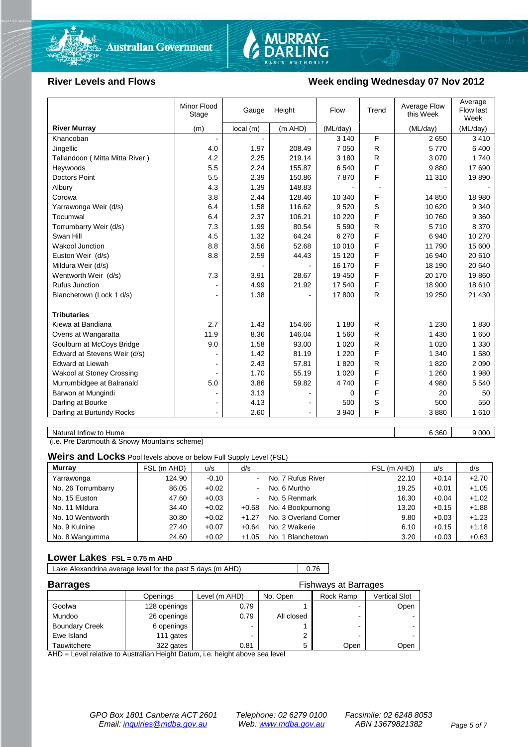## River Levels and Flows

## Week ending Wednesday 07 Nov 2012

| River Murray | Minor Flood Stage (m) | Gauge local (m) | Height (m AHD) | Flow (ML/day) | Trend | Average Flow this Week (ML/day) | Average Flow last Week (ML/day) |
|---|---|---|---|---|---|---|---|
| Khancoban | - | - | - | 3 140 | F | 2 650 | 3 410 |
| Jingellic | 4.0 | 1.97 | 208.49 | 7 050 | R | 5 770 | 6 400 |
| Tallandoon ( Mitta Mitta River ) | 4.2 | 2.25 | 219.14 | 3 180 | R | 3 070 | 1 740 |
| Heywoods | 5.5 | 2.24 | 155.87 | 6 540 | F | 9 880 | 17 690 |
| Doctors Point | 5.5 | 2.39 | 150.86 | 7 870 | F | 11 310 | 19 890 |
| Albury | 4.3 | 1.39 | 148.83 | - | - | - | - |
| Corowa | 3.8 | 2.44 | 128.46 | 10 340 | F | 14 850 | 18 980 |
| Yarrawonga Weir (d/s) | 6.4 | 1.58 | 116.62 | 9 520 | S | 10 620 | 9 340 |
| Tocumwal | 6.4 | 2.37 | 106.21 | 10 220 | F | 10 760 | 9 360 |
| Torrumbarry Weir (d/s) | 7.3 | 1.99 | 80.54 | 5 590 | R | 5 710 | 8 370 |
| Swan Hill | 4.5 | 1.32 | 64.24 | 6 270 | F | 6 940 | 10 270 |
| Wakool Junction | 8.8 | 3.56 | 52.68 | 10 010 | F | 11 790 | 15 600 |
| Euston Weir (d/s) | 8.8 | 2.59 | 44.43 | 15 120 | F | 16 940 | 20 610 |
| Mildura Weir (d/s) | | - | - | 16 170 | F | 18 190 | 20 640 |
| Wentworth Weir (d/s) | 7.3 | 3.91 | 28.67 | 19 450 | F | 20 170 | 19 860 |
| Rufus Junction | - | 4.99 | 21.92 | 17 540 | F | 18 900 | 18 610 |
| Blanchetown (Lock 1 d/s) | - | 1.38 | - | 17 800 | R | 19 250 | 21 430 |
| **Tributaries** | | | | | | | |
| Kiewa at Bandiana | 2.7 | 1.43 | 154.66 | 1 180 | R | 1 230 | 1 830 |
| Ovens at Wangaratta | 11.9 | 8.36 | 146.04 | 1 560 | R | 1 430 | 1 650 |
| Goulburn at McCoys Bridge | 9.0 | 1.58 | 93.00 | 1 020 | R | 1 020 | 1 330 |
| Edward at Stevens Weir (d/s) | - | 1.42 | 81.19 | 1 220 | F | 1 340 | 1 580 |
| Edward at Liewah | - | 2.43 | 57.81 | 1 820 | R | 1 820 | 2 090 |
| Wakool at Stoney Crossing | - | 1.70 | 55.19 | 1 020 | F | 1 260 | 1 980 |
| Murrumbidgee at Balranald | 5.0 | 3.86 | 59.82 | 4 740 | F | 4 980 | 5 540 |
| Barwon at Mungindi | - | 3.13 | - | 0 | F | 20 | 50 |
| Darling at Bourke | - | 4.13 | - | 500 | S | 500 | 550 |
| Darling at Burtundy Rocks | - | 2.60 | - | 3 940 | F | 3 880 | 1 610 |
| Natural Inflow to Hume | | | | | | 6 360 | 9 000 |

(i.e. Pre Dartmouth & Snowy Mountains scheme)

## Weirs and Locks
Pool levels above or below Full Supply Level (FSL)

| Murray | FSL (m AHD) | u/s | d/s | | FSL (m AHD) | u/s | d/s |
|---|---|---|---|---|---|---|---|
| Yarrawonga | 124.90 | -0.10 | - | No. 7 Rufus River | 22.10 | +0.14 | +2.70 |
| No. 26 Torrumbarry | 86.05 | +0.02 | - | No. 6 Murtho | 19.25 | +0.01 | +1.05 |
| No. 15 Euston | 47.60 | +0.03 | - | No. 5 Renmark | 16.30 | +0.04 | +1.02 |
| No. 11 Mildura | 34.40 | +0.02 | +0.68 | No. 4 Bookpurnong | 13.20 | +0.15 | +1.88 |
| No. 10 Wentworth | 30.80 | +0.02 | +1.27 | No. 3 Overland Corner | 9.80 | +0.03 | +1.23 |
| No. 9 Kulnine | 27.40 | +0.07 | +0.64 | No. 2 Waikerie | 6.10 | +0.15 | +1.18 |
| No. 8 Wangumma | 24.60 | +0.02 | +1.05 | No. 1 Blanchetown | 3.20 | +0.03 | +0.63 |

## Lower Lakes
FSL = 0.75 m AHD

| | |
|---|---|
| Lake Alexandrina average level for the past 5 days (m AHD) | 0.76 |

## Barrages

| | Openings | Level (m AHD) | No. Open | Fishways at Barrages: Rock Ramp | Vertical Slot |
|---|---|---|---|---|---|
| Goolwa | 128 openings | 0.79 | 1 | - | Open |
| Mundoo | 26 openings | 0.79 | All closed | - | - |
| Boundary Creek | 6 openings | - | 1 | - | - |
| Ewe Island | 111 gates | - | 2 | - | - |
| Tauwitchere | 322 gates | 0.81 | 5 | Open | Open |

AHD = Level relative to Australian Height Datum, i.e. height above sea level

*GPO Box 1801 Canberra ACT 2601 Email: inquiries@mdba.gov.au*
*Telephone: 02 6279 0100 Web: www.mdba.gov.au*
*Facsimile: 02 6248 8053 ABN 13679821382*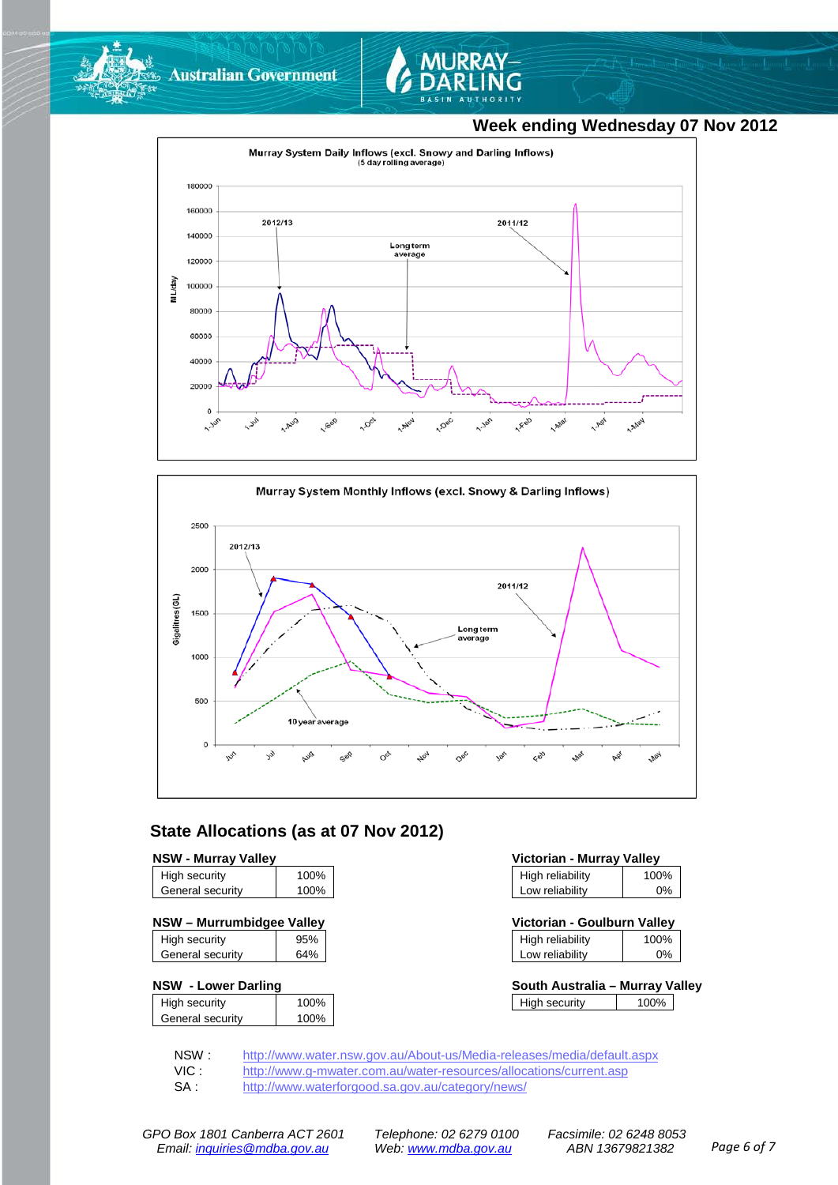**Week ending Wednesday 07 Nov 2012**

Murray System Daily Inflows (excl. Snowy and Darling Inflows)
(5 day rolling average)

ML/day

180000
160000
140000
120000
100000
80000
60000
40000
20000
0

2012/13
2011/12
Long term average

1-Jun 1-Jul 1-Aug 1-Sep 1-Oct 1-Nov 1-Dec 1-Jan 1-Feb 1-Mar 1-Apr 1-May

Murray System Monthly Inflows (excl. Snowy & Darling Inflows)

Gigalitres (GL)

2500
2000
1500
1000
500
0

2012/13
2011/12
Long term average
10 year average

Jun Jul Aug Sep Oct Nov Dec Jan Feb Mar Apr May

## State Allocations (as at 07 Nov 2012)

**NSW - Murray Valley**

| | |
|---|---|
| High security | 100% |
| General security | 100% |

**NSW – Murrumbidgee Valley**

| | |
|---|---|
| High security | 95% |
| General security | 64% |

**NSW - Lower Darling**

| | |
|---|---|
| High security | 100% |
| General security | 100% |

**Victorian - Murray Valley**

| | |
|---|---|
| High reliability | 100% |
| Low reliability | 0% |

**Victorian - Goulburn Valley**

| | |
|---|---|
| High reliability | 100% |
| Low reliability | 0% |

**South Australia – Murray Valley**

| | |
|---|---|
| High security | 100% |

NSW : http://www.water.nsw.gov.au/About-us/Media-releases/media/default.aspx
VIC : http://www.g-mwater.com.au/water-resources/allocations/current.asp
SA : http://www.waterforgood.sa.gov.au/category/news/

*GPO Box 1801 Canberra ACT 2601 Telephone: 02 6279 0100 Facsimile: 02 6248 8053*
*Email: inquiries@mdba.gov.au Web: www.mdba.gov.au ABN 13679821382*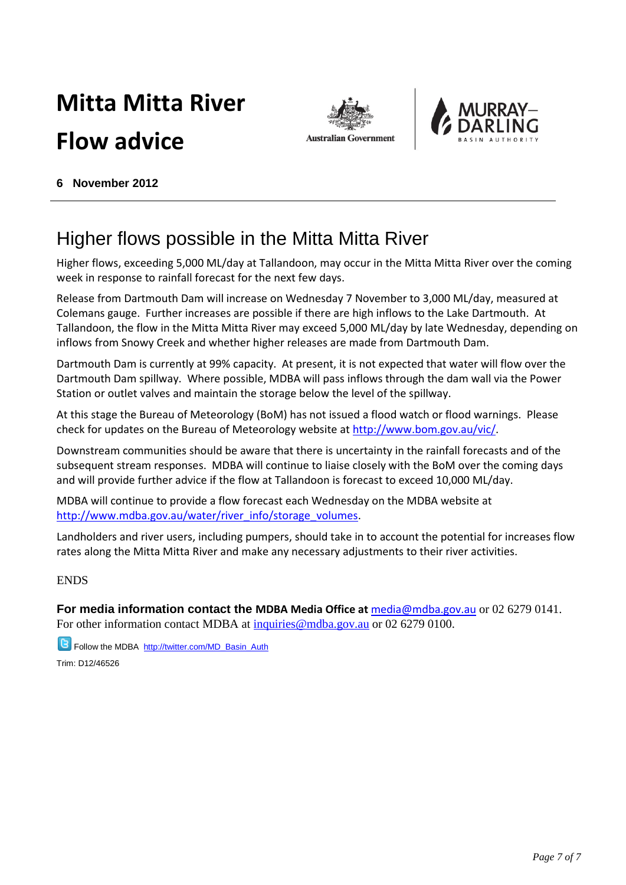# Mitta Mitta River

# Flow advice

**6 November 2012**

## Higher flows possible in the Mitta Mitta River

Higher flows, exceeding 5,000 ML/day at Tallandoon, may occur in the Mitta Mitta River over the coming week in response to rainfall forecast for the next few days.

Release from Dartmouth Dam will increase on Wednesday 7 November to 3,000 ML/day, measured at Colemans gauge. Further increases are possible if there are high inflows to the Lake Dartmouth. At Tallandoon, the flow in the Mitta Mitta River may exceed 5,000 ML/day by late Wednesday, depending on inflows from Snowy Creek and whether higher releases are made from Dartmouth Dam.

Dartmouth Dam is currently at 99% capacity. At present, it is not expected that water will flow over the Dartmouth Dam spillway. Where possible, MDBA will pass inflows through the dam wall via the Power Station or outlet valves and maintain the storage below the level of the spillway.

At this stage the Bureau of Meteorology (BoM) has not issued a flood watch or flood warnings. Please check for updates on the Bureau of Meteorology website at http://www.bom.gov.au/vic/.

Downstream communities should be aware that there is uncertainty in the rainfall forecasts and of the subsequent stream responses. MDBA will continue to liaise closely with the BoM over the coming days and will provide further advice if the flow at Tallandoon is forecast to exceed 10,000 ML/day.

MDBA will continue to provide a flow forecast each Wednesday on the MDBA website at http://www.mdba.gov.au/water/river_info/storage_volumes.

Landholders and river users, including pumpers, should take in to account the potential for increases flow rates along the Mitta Mitta River and make any necessary adjustments to their river activities.

ENDS

**For media information contact the MDBA Media Office at** media@mdba.gov.au or 02 6279 0141.
For other information contact MDBA at inquiries@mdba.gov.au or 02 6279 0100.

Follow the MDBA http://twitter.com/MD_Basin_Auth

Trim: D12/46526